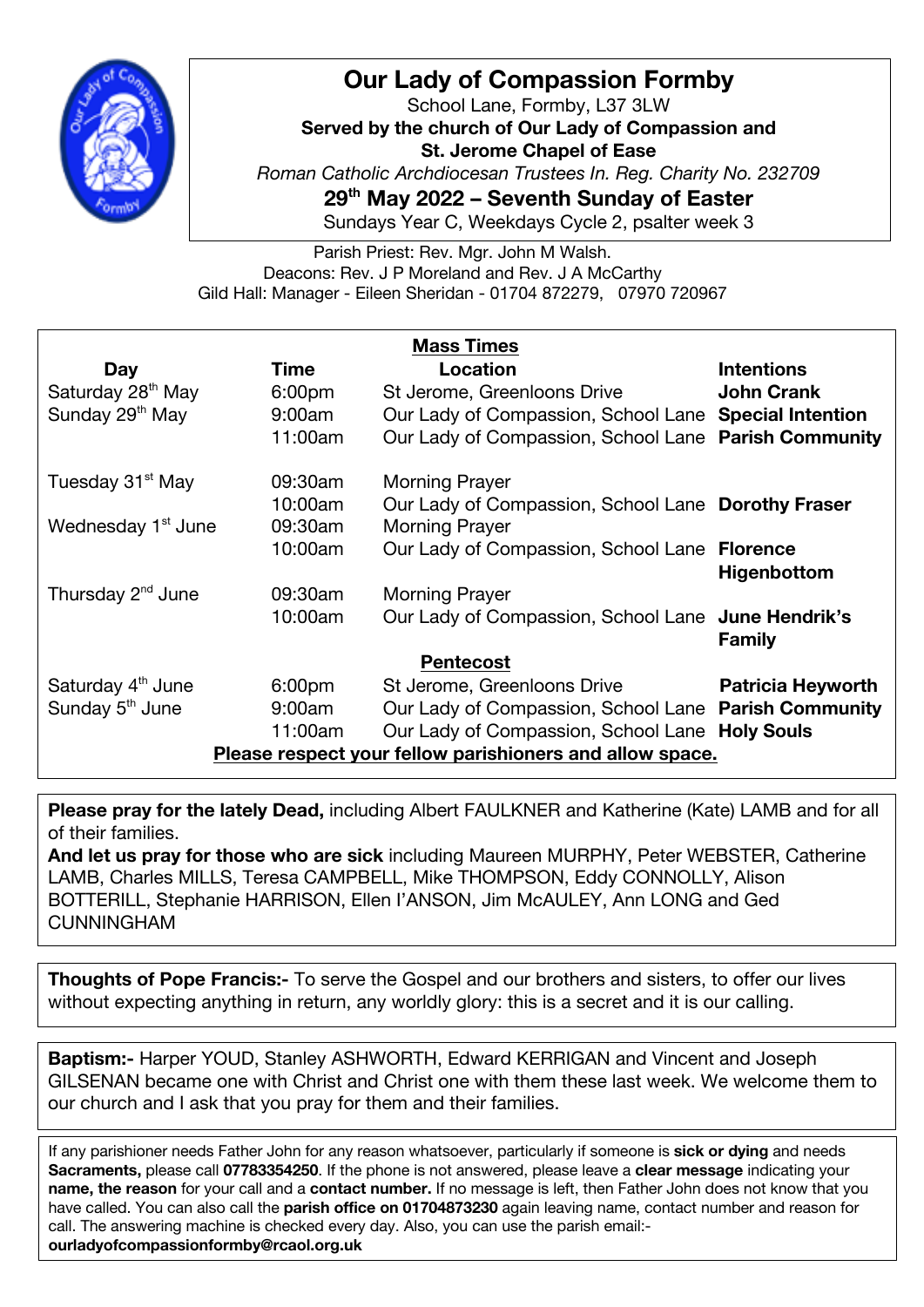# Our Lady of Compassion Formby

School Lane, Formby, L37 3LW

**Served by the church of Our Lady of Compassion and**
**St. Jerome Chapel of Ease**

*Roman Catholic Archdiocesan Trustees In. Reg. Charity No. 232709*

## 29th May 2022 – Seventh Sunday of Easter

Sundays Year C, Weekdays Cycle 2, psalter week 3

Parish Priest: Rev. Mgr. John M Walsh.
Deacons: Rev. J P Moreland and Rev. J A McCarthy
Gild Hall: Manager - Eileen Sheridan - 01704 872279, 07970 720967

**Mass Times**

| Day | Time | Location | Intentions |
|---|---|---|---|
| Saturday 28th May | 6:00pm | St Jerome, Greenloons Drive | **John Crank** |
| Sunday 29th May | 9:00am | Our Lady of Compassion, School Lane | **Special Intention** |
| | 11:00am | Our Lady of Compassion, School Lane | **Parish Community** |
| Tuesday 31st May | 09:30am | Morning Prayer | |
| | 10:00am | Our Lady of Compassion, School Lane | **Dorothy Fraser** |
| Wednesday 1st June | 09:30am | Morning Prayer | |
| | 10:00am | Our Lady of Compassion, School Lane | **Florence Higenbottom** |
| Thursday 2nd June | 09:30am | Morning Prayer | |
| | 10:00am | Our Lady of Compassion, School Lane | **June Hendrik's Family** |
| | | **Pentecost** | |
| Saturday 4th June | 6:00pm | St Jerome, Greenloons Drive | **Patricia Heyworth** |
| Sunday 5th June | 9:00am | Our Lady of Compassion, School Lane | **Parish Community** |
| | 11:00am | Our Lady of Compassion, School Lane | **Holy Souls** |

**Please respect your fellow parishioners and allow space.**

**Please pray for the lately Dead,** including Albert FAULKNER and Katherine (Kate) LAMB and for all of their families.
**And let us pray for those who are sick** including Maureen MURPHY, Peter WEBSTER, Catherine LAMB, Charles MILLS, Teresa CAMPBELL, Mike THOMPSON, Eddy CONNOLLY, Alison BOTTERILL, Stephanie HARRISON, Ellen I'ANSON, Jim McAULEY, Ann LONG and Ged CUNNINGHAM

**Thoughts of Pope Francis:-** To serve the Gospel and our brothers and sisters, to offer our lives without expecting anything in return, any worldly glory: this is a secret and it is our calling.

**Baptism:-** Harper YOUD, Stanley ASHWORTH, Edward KERRIGAN and Vincent and Joseph GILSENAN became one with Christ and Christ one with them these last week. We welcome them to our church and I ask that you pray for them and their families.

If any parishioner needs Father John for any reason whatsoever, particularly if someone is **sick or dying** and needs **Sacraments,** please call **07783354250**. If the phone is not answered, please leave a **clear message** indicating your **name, the reason** for your call and a **contact number.** If no message is left, then Father John does not know that you have called. You can also call the **parish office on 01704873230** again leaving name, contact number and reason for call. The answering machine is checked every day. Also, you can use the parish email:- **ourladyofcompassionformby@rcaol.org.uk**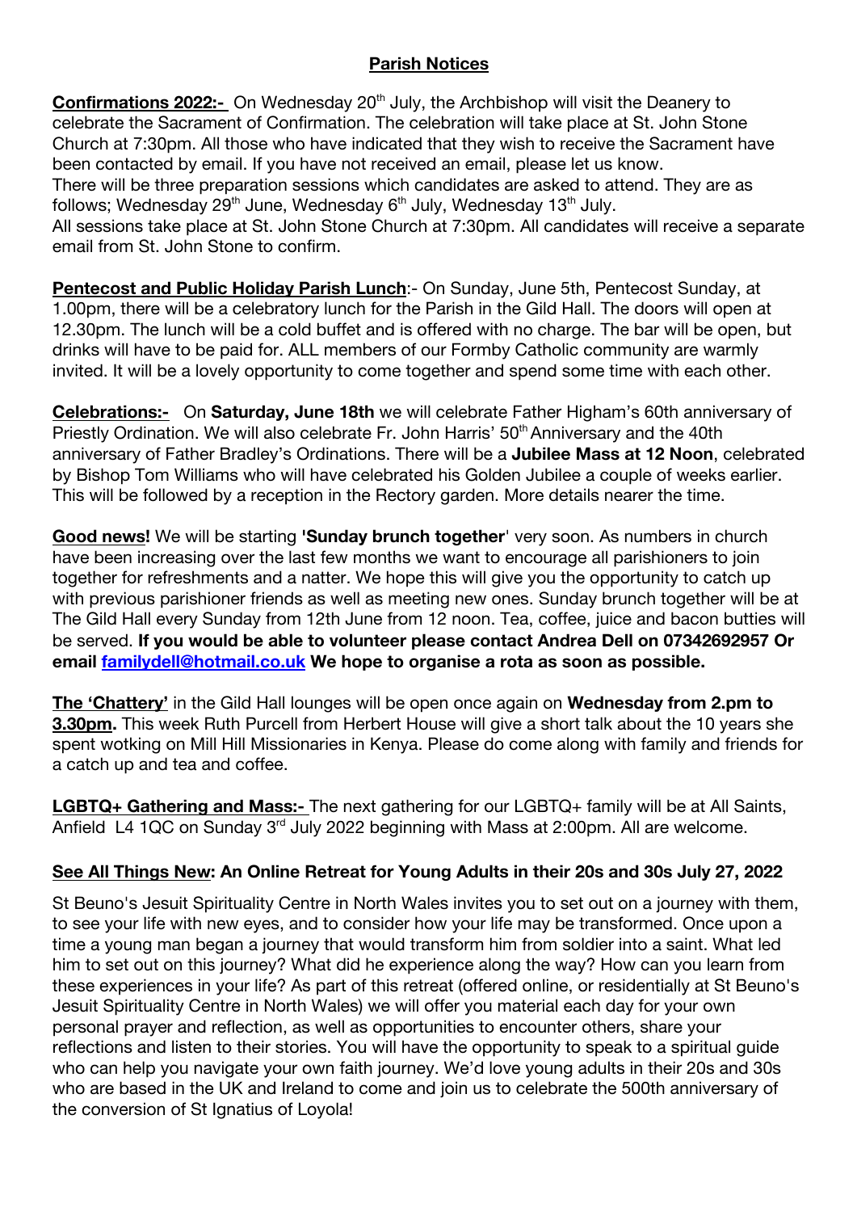## Parish Notices

**Confirmations 2022:-** On Wednesday 20th July, the Archbishop will visit the Deanery to celebrate the Sacrament of Confirmation. The celebration will take place at St. John Stone Church at 7:30pm. All those who have indicated that they wish to receive the Sacrament have been contacted by email. If you have not received an email, please let us know.
There will be three preparation sessions which candidates are asked to attend. They are as follows; Wednesday 29th June, Wednesday 6th July, Wednesday 13th July.
All sessions take place at St. John Stone Church at 7:30pm. All candidates will receive a separate email from St. John Stone to confirm.

**Pentecost and Public Holiday Parish Lunch**:- On Sunday, June 5th, Pentecost Sunday, at 1.00pm, there will be a celebratory lunch for the Parish in the Gild Hall. The doors will open at 12.30pm. The lunch will be a cold buffet and is offered with no charge. The bar will be open, but drinks will have to be paid for. ALL members of our Formby Catholic community are warmly invited. It will be a lovely opportunity to come together and spend some time with each other.

**Celebrations:-** On **Saturday, June 18th** we will celebrate Father Higham's 60th anniversary of Priestly Ordination. We will also celebrate Fr. John Harris' 50th Anniversary and the 40th anniversary of Father Bradley's Ordinations. There will be a **Jubilee Mass at 12 Noon**, celebrated by Bishop Tom Williams who will have celebrated his Golden Jubilee a couple of weeks earlier. This will be followed by a reception in the Rectory garden. More details nearer the time.

**Good news!** We will be starting **'Sunday brunch together**' very soon. As numbers in church have been increasing over the last few months we want to encourage all parishioners to join together for refreshments and a natter. We hope this will give you the opportunity to catch up with previous parishioner friends as well as meeting new ones. Sunday brunch together will be at The Gild Hall every Sunday from 12th June from 12 noon. Tea, coffee, juice and bacon butties will be served. **If you would be able to volunteer please contact Andrea Dell on 07342692957 Or email familydell@hotmail.co.uk We hope to organise a rota as soon as possible.**

**The 'Chattery'** in the Gild Hall lounges will be open once again on **Wednesday from 2.pm to 3.30pm.** This week Ruth Purcell from Herbert House will give a short talk about the 10 years she spent wotking on Mill Hill Missionaries in Kenya. Please do come along with family and friends for a catch up and tea and coffee.

**LGBTQ+ Gathering and Mass:-** The next gathering for our LGBTQ+ family will be at All Saints, Anfield L4 1QC on Sunday 3rd July 2022 beginning with Mass at 2:00pm. All are welcome.

**See All Things New: An Online Retreat for Young Adults in their 20s and 30s July 27, 2022**

St Beuno's Jesuit Spirituality Centre in North Wales invites you to set out on a journey with them, to see your life with new eyes, and to consider how your life may be transformed. Once upon a time a young man began a journey that would transform him from soldier into a saint. What led him to set out on this journey? What did he experience along the way? How can you learn from these experiences in your life? As part of this retreat (offered online, or residentially at St Beuno's Jesuit Spirituality Centre in North Wales) we will offer you material each day for your own personal prayer and reflection, as well as opportunities to encounter others, share your reflections and listen to their stories. You will have the opportunity to speak to a spiritual guide who can help you navigate your own faith journey. We'd love young adults in their 20s and 30s who are based in the UK and Ireland to come and join us to celebrate the 500th anniversary of the conversion of St Ignatius of Loyola!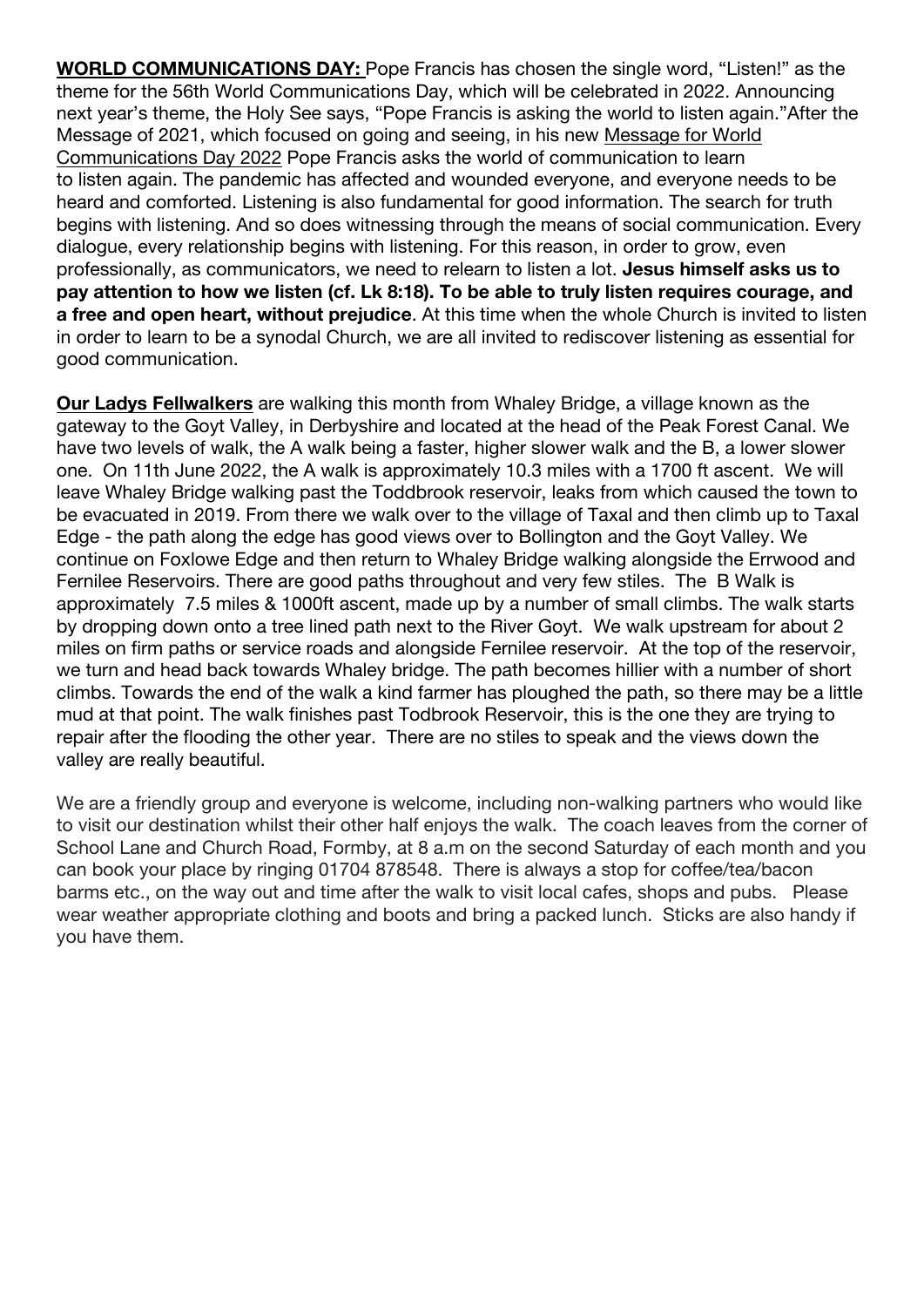**WORLD COMMUNICATIONS DAY:** Pope Francis has chosen the single word, "Listen!" as the theme for the 56th World Communications Day, which will be celebrated in 2022. Announcing next year's theme, the Holy See says, "Pope Francis is asking the world to listen again."After the Message of 2021, which focused on going and seeing, in his new Message for World Communications Day 2022 Pope Francis asks the world of communication to learn to listen again. The pandemic has affected and wounded everyone, and everyone needs to be heard and comforted. Listening is also fundamental for good information. The search for truth begins with listening. And so does witnessing through the means of social communication. Every dialogue, every relationship begins with listening. For this reason, in order to grow, even professionally, as communicators, we need to relearn to listen a lot. **Jesus himself asks us to pay attention to how we listen (cf. Lk 8:18). To be able to truly listen requires courage, and a free and open heart, without prejudice**. At this time when the whole Church is invited to listen in order to learn to be a synodal Church, we are all invited to rediscover listening as essential for good communication.

**Our Ladys Fellwalkers** are walking this month from Whaley Bridge, a village known as the gateway to the Goyt Valley, in Derbyshire and located at the head of the Peak Forest Canal. We have two levels of walk, the A walk being a faster, higher slower walk and the B, a lower slower one. On 11th June 2022, the A walk is approximately 10.3 miles with a 1700 ft ascent. We will leave Whaley Bridge walking past the Toddbrook reservoir, leaks from which caused the town to be evacuated in 2019. From there we walk over to the village of Taxal and then climb up to Taxal Edge - the path along the edge has good views over to Bollington and the Goyt Valley. We continue on Foxlowe Edge and then return to Whaley Bridge walking alongside the Errwood and Fernilee Reservoirs. There are good paths throughout and very few stiles. The B Walk is approximately 7.5 miles & 1000ft ascent, made up by a number of small climbs. The walk starts by dropping down onto a tree lined path next to the River Goyt. We walk upstream for about 2 miles on firm paths or service roads and alongside Fernilee reservoir. At the top of the reservoir, we turn and head back towards Whaley bridge. The path becomes hillier with a number of short climbs. Towards the end of the walk a kind farmer has ploughed the path, so there may be a little mud at that point. The walk finishes past Todbrook Reservoir, this is the one they are trying to repair after the flooding the other year. There are no stiles to speak and the views down the valley are really beautiful.

We are a friendly group and everyone is welcome, including non-walking partners who would like to visit our destination whilst their other half enjoys the walk. The coach leaves from the corner of School Lane and Church Road, Formby, at 8 a.m on the second Saturday of each month and you can book your place by ringing 01704 878548. There is always a stop for coffee/tea/bacon barms etc., on the way out and time after the walk to visit local cafes, shops and pubs. Please wear weather appropriate clothing and boots and bring a packed lunch. Sticks are also handy if you have them.